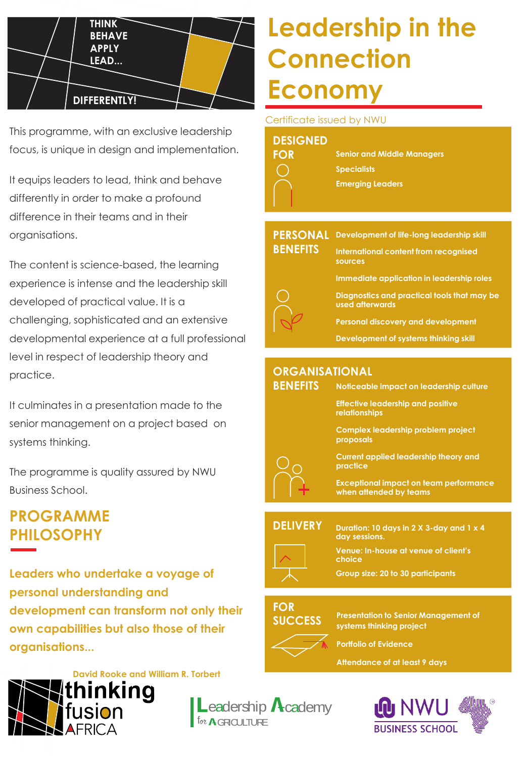THINK
BEHAVE
APPLY
LEAD...

DIFFERENTLY!

# Leadership in the Connection Economy

Certificate issued by NWU

This programme, with an exclusive leadership focus, is unique in design and implementation.

It equips leaders to lead, think and behave differently in order to make a profound difference in their teams and in their organisations.

The content is science-based, the learning experience is intense and the leadership skill developed of practical value. It is a challenging, sophisticated and an extensive developmental experience at a full professional level in respect of leadership theory and practice.

It culminates in a presentation made to the senior management on a project based on systems thinking.

The programme is quality assured by NWU Business School.

## PROGRAMME PHILOSOPHY

**Leaders who undertake a voyage of personal understanding and development can transform not only their own capabilities but also those of their organisations...**

David Rooke and William R. Torbert

## DESIGNED FOR

- Senior and Middle Managers
- Specialists
- Emerging Leaders

## PERSONAL BENEFITS

- Development of life-long leadership skill
- International content from recognised sources
- Immediate application in leadership roles
- Diagnostics and practical tools that may be used afterwards
- Personal discovery and development
- Development of systems thinking skill

## ORGANISATIONAL BENEFITS

- Noticeable impact on leadership culture
- Effective leadership and positive relationships
- Complex leadership problem project proposals
- Current applied leadership theory and practice
- Exceptional impact on team performance when attended by teams

## DELIVERY

- Duration: 10 days in 2 X 3-day and 1 x 4 day sessions.
- Venue: In-house at venue of client's choice
- Group size: 20 to 30 participants

## FOR SUCCESS

- Presentation to Senior Management of systems thinking project
- Portfolio of Evidence
- Attendance of at least 9 days

thinking fusion AFRICA

Leadership Academy for AGRICULTURE

NWU BUSINESS SCHOOL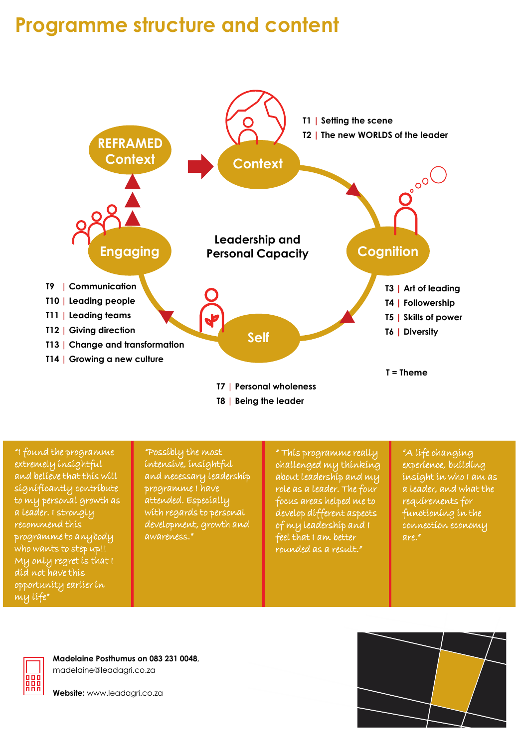# Programme structure and content

REFRAMED Context

Context

T1 | Setting the scene
T2 | The new WORLDS of the leader

Cognition

T3 | Art of leading
T4 | Followership
T5 | Skills of power
T6 | Diversity

Leadership and Personal Capacity

Self

T7 | Personal wholeness
T8 | Being the leader

Engaging

T9 | Communication
T10 | Leading people
T11 | Leading teams
T12 | Giving direction
T13 | Change and transformation
T14 | Growing a new culture

T = Theme

*"I found the programme extremely insightful and believe that this will significantly contribute to my personal growth as a leader. I strongly recommend this programme to anybody who wants to step up!! My only regret is that I did not have this opportunity earlier in my life"*

*"Possibly the most intensive, insightful and necessary leadership programme I have attended. Especially with regards to personal development, growth and awareness."*

*" This programme really challenged my thinking about leadership and my role as a leader. The four focus areas helped me to develop different aspects of my leadership and I feel that I am better rounded as a result."*

*"A life changing experience, building insight in who I am as a leader, and what the requirements for functioning in the connection economy are."*

**Madelaine Posthumus on 083 231 0048**, madelaine@leadagri.co.za

**Website:** www.leadagri.co.za